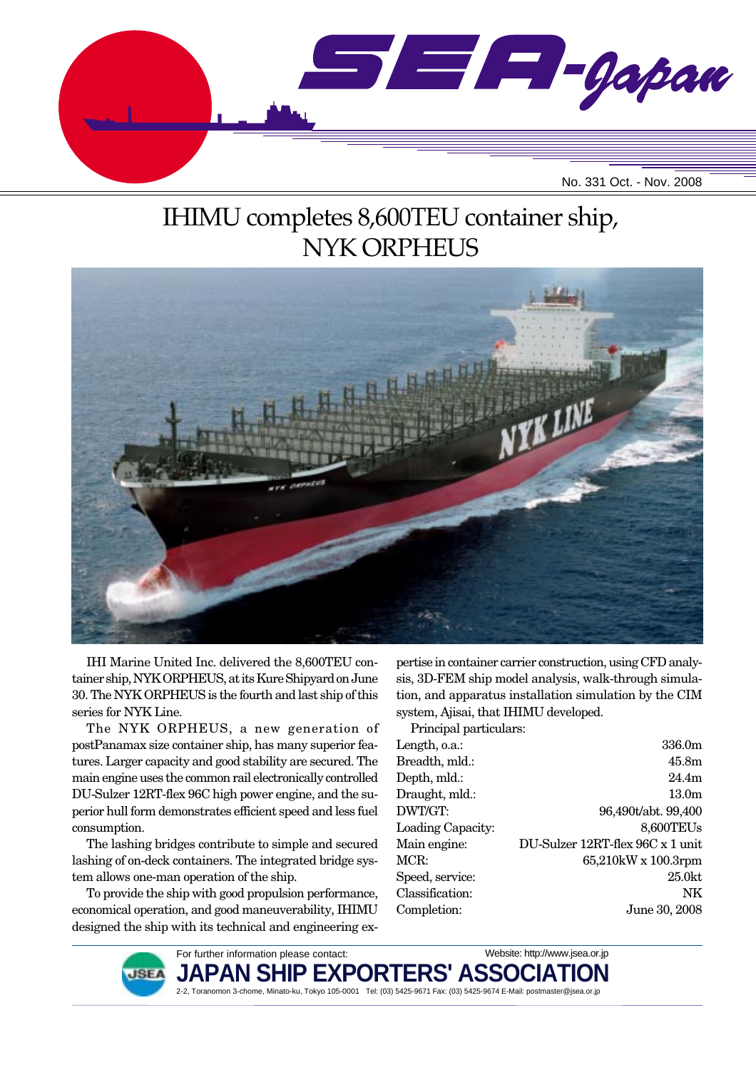SEA-Japan

No. 331 Oct. - Nov. 2008

# IHIMU completes 8,600TEU container ship, NYK ORPHEUS

IHI Marine United Inc. delivered the 8,600TEU container ship, NYK ORPHEUS, at its Kure Shipyard on June 30. The NYK ORPHEUS is the fourth and last ship of this series for NYK Line.

The NYK ORPHEUS, a new generation of postPanamax size container ship, has many superior features. Larger capacity and good stability are secured. The main engine uses the common rail electronically controlled DU-Sulzer 12RT-flex 96C high power engine, and the superior hull form demonstrates efficient speed and less fuel consumption.

The lashing bridges contribute to simple and secured lashing of on-deck containers. The integrated bridge system allows one-man operation of the ship.

To provide the ship with good propulsion performance, economical operation, and good maneuverability, IHIMU designed the ship with its technical and engineering expertise in container carrier construction, using CFD analysis, 3D-FEM ship model analysis, walk-through simulation, and apparatus installation simulation by the CIM system, Ajisai, that IHIMU developed.

Principal particulars:

| | |
|---|---|
| Length, o.a.: | 336.0m |
| Breadth, mld.: | 45.8m |
| Depth, mld.: | 24.4m |
| Draught, mld.: | 13.0m |
| DWT/GT: | 96,490t/abt. 99,400 |
| Loading Capacity: | 8,600TEUs |
| Main engine: | DU-Sulzer 12RT-flex 96C x 1 unit |
| MCR: | 65,210kW x 100.3rpm |
| Speed, service: | 25.0kt |
| Classification: | NK |
| Completion: | June 30, 2008 |

For further information please contact: Website: http://www.jsea.or.jp

**JAPAN SHIP EXPORTERS' ASSOCIATION**

2-2, Toranomon 3-chome, Minato-ku, Tokyo 105-0001 Tel: (03) 5425-9671 Fax: (03) 5425-9674 E-Mail: postmaster@jsea.or.jp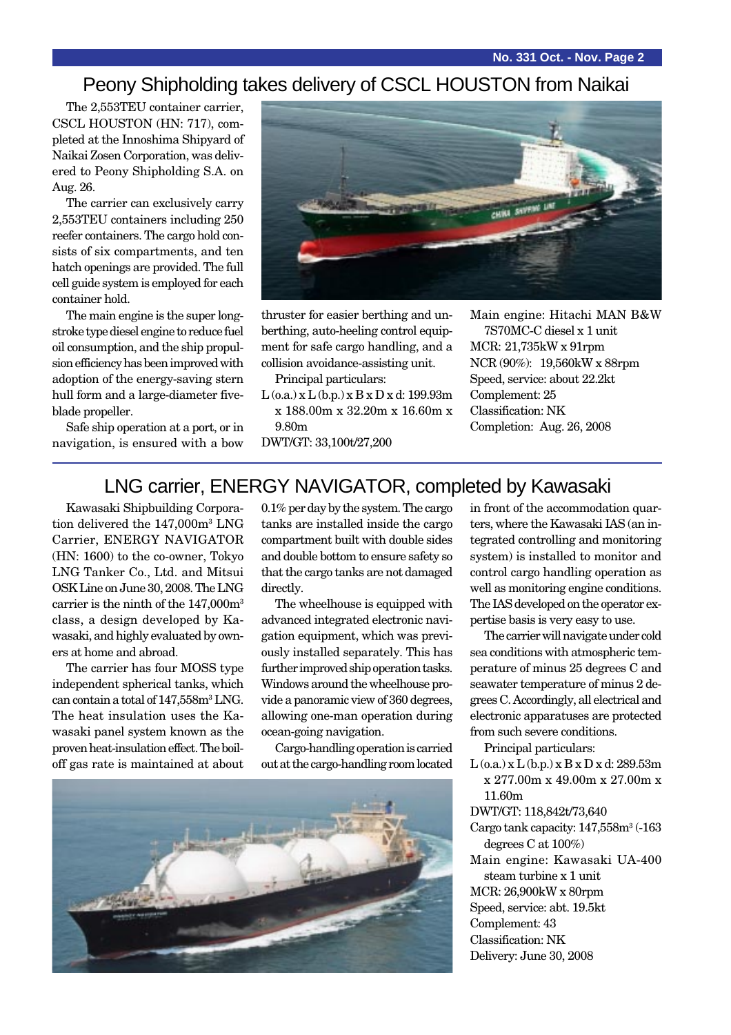## Peony Shipholding takes delivery of CSCL HOUSTON from Naikai

The 2,553TEU container carrier, CSCL HOUSTON (HN: 717), completed at the Innoshima Shipyard of Naikai Zosen Corporation, was delivered to Peony Shipholding S.A. on Aug. 26.

The carrier can exclusively carry 2,553TEU containers including 250 reefer containers. The cargo hold consists of six compartments, and ten hatch openings are provided. The full cell guide system is employed for each container hold.

The main engine is the super long-stroke type diesel engine to reduce fuel oil consumption, and the ship propulsion efficiency has been improved with adoption of the energy-saving stern hull form and a large-diameter five-blade propeller.

Safe ship operation at a port, or in navigation, is ensured with a bow thruster for easier berthing and unberthing, auto-heeling control equipment for safe cargo handling, and a collision avoidance-assisting unit.

Principal particulars:

L (o.a.) x L (b.p.) x B x D x d: 199.93m x 188.00m x 32.20m x 16.60m x 9.80m
DWT/GT: 33,100t/27,200
Main engine: Hitachi MAN B&W 7S70MC-C diesel x 1 unit
MCR: 21,735kW x 91rpm
NCR (90%): 19,560kW x 88rpm
Speed, service: about 22.2kt
Complement: 25
Classification: NK
Completion: Aug. 26, 2008

## LNG carrier, ENERGY NAVIGATOR, completed by Kawasaki

Kawasaki Shipbuilding Corporation delivered the 147,000m³ LNG Carrier, ENERGY NAVIGATOR (HN: 1600) to the co-owner, Tokyo LNG Tanker Co., Ltd. and Mitsui OSK Line on June 30, 2008. The LNG carrier is the ninth of the 147,000m³ class, a design developed by Kawasaki, and highly evaluated by owners at home and abroad.

The carrier has four MOSS type independent spherical tanks, which can contain a total of 147,558m³ LNG. The heat insulation uses the Kawasaki panel system known as the proven heat-insulation effect. The boil-off gas rate is maintained at about 0.1% per day by the system. The cargo tanks are installed inside the cargo compartment built with double sides and double bottom to ensure safety so that the cargo tanks are not damaged directly.

The wheelhouse is equipped with advanced integrated electronic navigation equipment, which was previously installed separately. This has further improved ship operation tasks. Windows around the wheelhouse provide a panoramic view of 360 degrees, allowing one-man operation during ocean-going navigation.

Cargo-handling operation is carried out at the cargo-handling room located in front of the accommodation quarters, where the Kawasaki IAS (an integrated controlling and monitoring system) is installed to monitor and control cargo handling operation as well as monitoring engine conditions. The IAS developed on the operator expertise basis is very easy to use.

The carrier will navigate under cold sea conditions with atmospheric temperature of minus 25 degrees C and seawater temperature of minus 2 degrees C. Accordingly, all electrical and electronic apparatuses are protected from such severe conditions.

Principal particulars:

L (o.a.) x L (b.p.) x B x D x d: 289.53m x 277.00m x 49.00m x 27.00m x 11.60m
DWT/GT: 118,842t/73,640
Cargo tank capacity: 147,558m³ (-163 degrees C at 100%)
Main engine: Kawasaki UA-400 steam turbine x 1 unit
MCR: 26,900kW x 80rpm
Speed, service: abt. 19.5kt
Complement: 43
Classification: NK
Delivery: June 30, 2008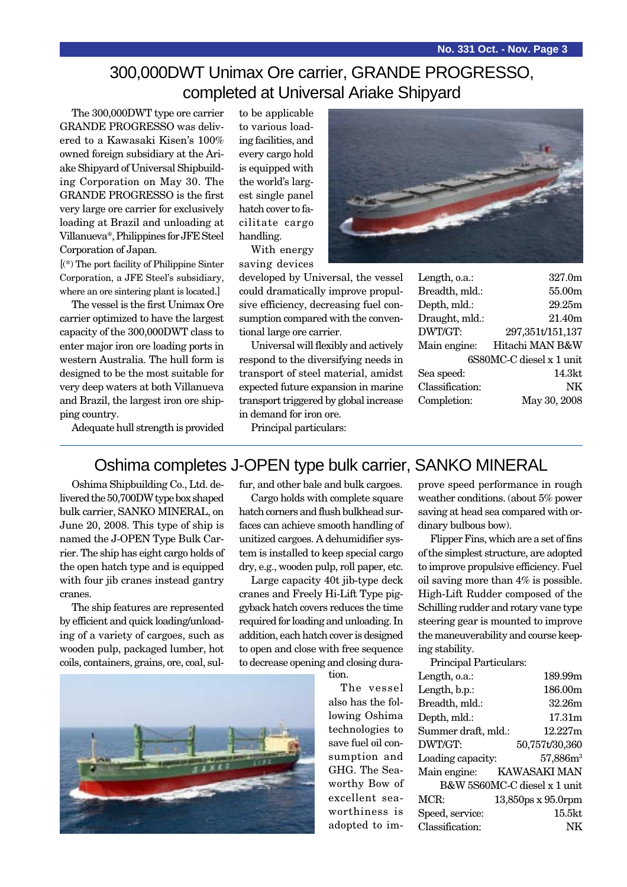# 300,000DWT Unimax Ore carrier, GRANDE PROGRESSO, completed at Universal Ariake Shipyard

The 300,000DWT type ore carrier GRANDE PROGRESSO was delivered to a Kawasaki Kisen's 100% owned foreign subsidiary at the Ariake Shipyard of Universal Shipbuilding Corporation on May 30. The GRANDE PROGRESSO is the first very large ore carrier for exclusively loading at Brazil and unloading at Villanueva*, Philippines for JFE Steel Corporation of Japan.

[(*) The port facility of Philippine Sinter Corporation, a JFE Steel's subsidiary, where an ore sintering plant is located.]

The vessel is the first Unimax Ore carrier optimized to have the largest capacity of the 300,000DWT class to enter major iron ore loading ports in western Australia. The hull form is designed to be the most suitable for very deep waters at both Villanueva and Brazil, the largest iron ore shipping country.

Adequate hull strength is provided to be applicable to various loading facilities, and every cargo hold is equipped with the world's largest single panel hatch cover to facilitate cargo handling.

With energy saving devices developed by Universal, the vessel could dramatically improve propulsive efficiency, decreasing fuel consumption compared with the conventional large ore carrier.

Universal will flexibly and actively respond to the diversifying needs in transport of steel material, amidst expected future expansion in marine transport triggered by global increase in demand for iron ore.

Principal particulars:

| | |
|---|---|
| Length, o.a.: | 327.0m |
| Breadth, mld.: | 55.00m |
| Depth, mld.: | 29.25m |
| Draught, mld.: | 21.40m |
| DWT/GT: | 297,351t/151,137 |
| Main engine: | Hitachi MAN B&W 6S80MC-C diesel x 1 unit |
| Sea speed: | 14.3kt |
| Classification: | NK |
| Completion: | May 30, 2008 |

# Oshima completes J-OPEN type bulk carrier, SANKO MINERAL

Oshima Shipbuilding Co., Ltd. delivered the 50,700DW type box shaped bulk carrier, SANKO MINERAL, on June 20, 2008. This type of ship is named the J-OPEN Type Bulk Carrier. The ship has eight cargo holds of the open hatch type and is equipped with four jib cranes instead gantry cranes.

The ship features are represented by efficient and quick loading/unloading of a variety of cargoes, such as wooden pulp, packaged lumber, hot coils, containers, grains, ore, coal, sulfur, and other bale and bulk cargoes.

Cargo holds with complete square hatch corners and flush bulkhead surfaces can achieve smooth handling of unitized cargoes. A dehumidifier system is installed to keep special cargo dry, e.g., wooden pulp, roll paper, etc.

Large capacity 40t jib-type deck cranes and Freely Hi-Lift Type piggyback hatch covers reduces the time required for loading and unloading. In addition, each hatch cover is designed to open and close with free sequence to decrease opening and closing duration.

The vessel also has the following Oshima technologies to save fuel oil consumption and GHG. The Seaworthy Bow of excellent seaworthiness is adopted to improve speed performance in rough weather conditions. (about 5% power saving at head sea compared with ordinary bulbous bow).

Flipper Fins, which are a set of fins of the simplest structure, are adopted to improve propulsive efficiency. Fuel oil saving more than 4% is possible. High-Lift Rudder composed of the Schilling rudder and rotary vane type steering gear is mounted to improve the maneuverability and course keeping stability.

Principal Particulars:

| | |
|---|---|
| Length, o.a.: | 189.99m |
| Length, b.p.: | 186.00m |
| Breadth, mld.: | 32.26m |
| Depth, mld.: | 17.31m |
| Summer draft, mld.: | 12.227m |
| DWT/GT: | 50,757t/30,360 |
| Loading capacity: | 57,886m³ |
| Main engine: | KAWASAKI MAN B&W 5S60MC-C diesel x 1 unit |
| MCR: | 13,850ps x 95.0rpm |
| Speed, service: | 15.5kt |
| Classification: | NK |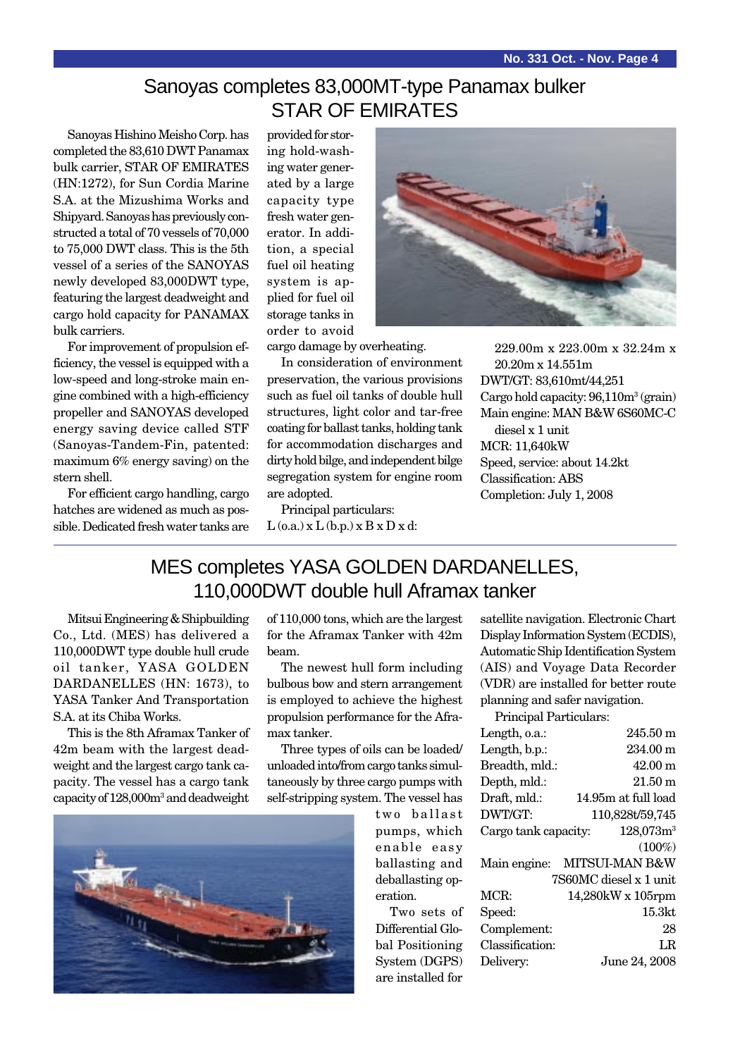## Sanoyas completes 83,000MT-type Panamax bulker STAR OF EMIRATES

Sanoyas Hishino Meisho Corp. has completed the 83,610 DWT Panamax bulk carrier, STAR OF EMIRATES (HN:1272), for Sun Cordia Marine S.A. at the Mizushima Works and Shipyard. Sanoyas has previously constructed a total of 70 vessels of 70,000 to 75,000 DWT class. This is the 5th vessel of a series of the SANOYAS newly developed 83,000DWT type, featuring the largest deadweight and cargo hold capacity for PANAMAX bulk carriers.

For improvement of propulsion efficiency, the vessel is equipped with a low-speed and long-stroke main engine combined with a high-efficiency propeller and SANOYAS developed energy saving device called STF (Sanoyas-Tandem-Fin, patented: maximum 6% energy saving) on the stern shell.

For efficient cargo handling, cargo hatches are widened as much as possible. Dedicated fresh water tanks are provided for storing hold-washing water generated by a large capacity type fresh water generator. In addition, a special fuel oil heating system is applied for fuel oil storage tanks in order to avoid cargo damage by overheating.

In consideration of environment preservation, the various provisions such as fuel oil tanks of double hull structures, light color and tar-free coating for ballast tanks, holding tank for accommodation discharges and dirty hold bilge, and independent bilge segregation system for engine room are adopted.

Principal particulars:

L (o.a.) x L (b.p.) x B x D x d: 229.00m x 223.00m x 32.24m x 20.20m x 14.551m
DWT/GT: 83,610mt/44,251
Cargo hold capacity: 96,110m³ (grain)
Main engine: MAN B&W 6S60MC-C diesel x 1 unit
MCR: 11,640kW
Speed, service: about 14.2kt
Classification: ABS
Completion: July 1, 2008

## MES completes YASA GOLDEN DARDANELLES, 110,000DWT double hull Aframax tanker

Mitsui Engineering & Shipbuilding Co., Ltd. (MES) has delivered a 110,000DWT type double hull crude oil tanker, YASA GOLDEN DARDANELLES (HN: 1673), to YASA Tanker And Transportation S.A. at its Chiba Works.

This is the 8th Aframax Tanker of 42m beam with the largest deadweight and the largest cargo tank capacity. The vessel has a cargo tank capacity of 128,000m³ and deadweight of 110,000 tons, which are the largest for the Aframax Tanker with 42m beam.

The newest hull form including bulbous bow and stern arrangement is employed to achieve the highest propulsion performance for the Aframax tanker.

Three types of oils can be loaded/unloaded into/from cargo tanks simultaneously by three cargo pumps with self-stripping system. The vessel has two ballast pumps, which enable easy ballasting and deballasting operation.

Two sets of Differential Global Positioning System (DGPS) are installed for satellite navigation. Electronic Chart Display Information System (ECDIS), Automatic Ship Identification System (AIS) and Voyage Data Recorder (VDR) are installed for better route planning and safer navigation.

Principal Particulars:

| | |
|---|---|
| Length, o.a.: | 245.50 m |
| Length, b.p.: | 234.00 m |
| Breadth, mld.: | 42.00 m |
| Depth, mld.: | 21.50 m |
| Draft, mld.: | 14.95m at full load |
| DWT/GT: | 110,828t/59,745 |
| Cargo tank capacity: | 128,073m³ (100%) |
| Main engine: | MITSUI-MAN B&W 7S60MC diesel x 1 unit |
| MCR: | 14,280kW x 105rpm |
| Speed: | 15.3kt |
| Complement: | 28 |
| Classification: | LR |
| Delivery: | June 24, 2008 |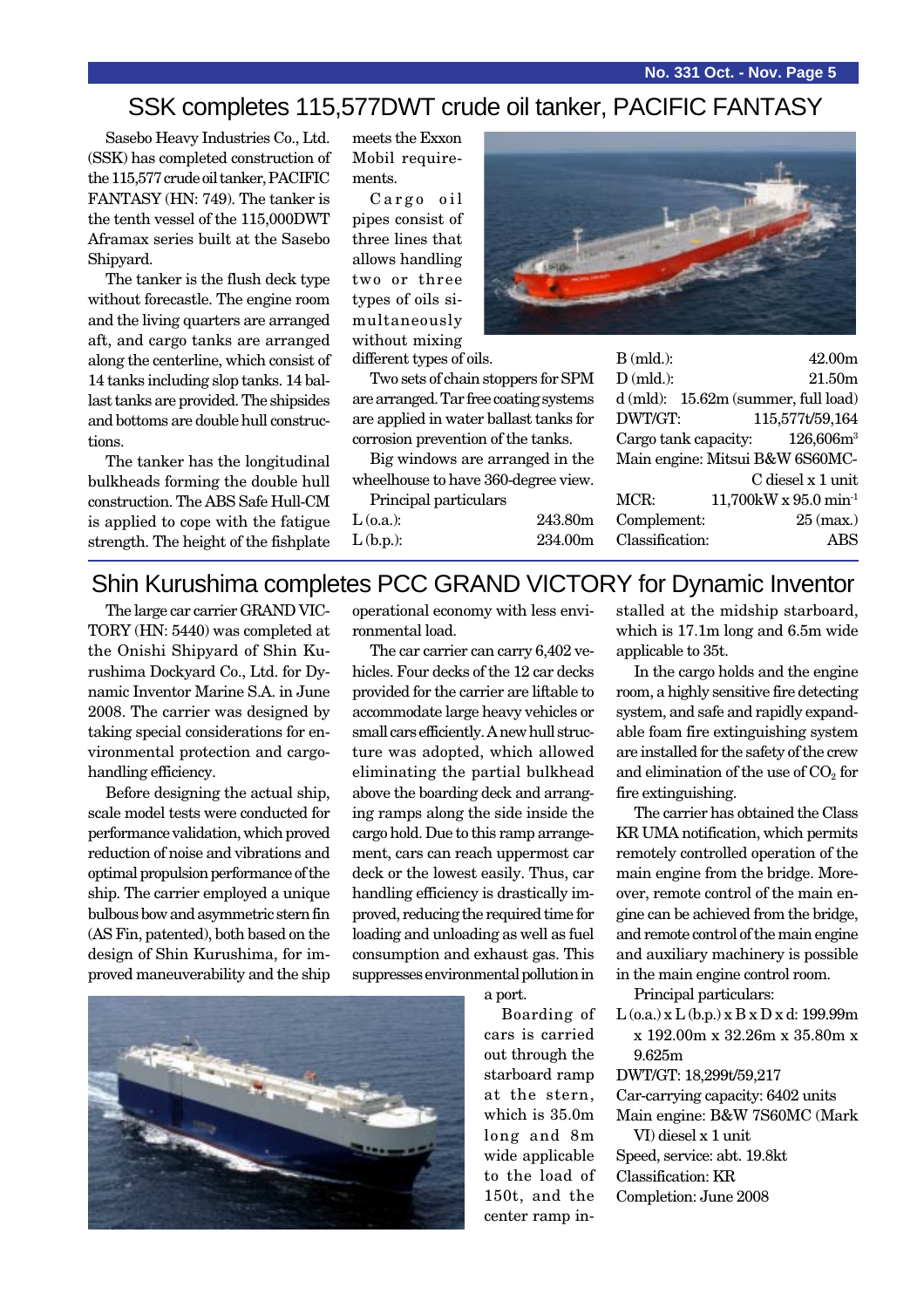# SSK completes 115,577DWT crude oil tanker, PACIFIC FANTASY

Sasebo Heavy Industries Co., Ltd. (SSK) has completed construction of the 115,577 crude oil tanker, PACIFIC FANTASY (HN: 749). The tanker is the tenth vessel of the 115,000DWT Aframax series built at the Sasebo Shipyard.

The tanker is the flush deck type without forecastle. The engine room and the living quarters are arranged aft, and cargo tanks are arranged along the centerline, which consist of 14 tanks including slop tanks. 14 ballast tanks are provided. The shipsides and bottoms are double hull constructions.

The tanker has the longitudinal bulkheads forming the double hull construction. The ABS Safe Hull-CM is applied to cope with the fatigue strength. The height of the fishplate meets the Exxon Mobil requirements.

Cargo oil pipes consist of three lines that allows handling two or three types of oils simultaneously without mixing different types of oils.

Two sets of chain stoppers for SPM are arranged. Tar free coating systems are applied in water ballast tanks for corrosion prevention of the tanks.

Big windows are arranged in the wheelhouse to have 360-degree view.

Principal particulars

| | |
|---|---|
| L (o.a.): | 243.80m |
| L (b.p.): | 234.00m |
| B (mld.): | 42.00m |
| D (mld.): | 21.50m |
| d (mld): | 15.62m (summer, full load) |
| DWT/GT: | 115,577t/59,164 |
| Cargo tank capacity: | 126,606m$^3$ |
| Main engine: | Mitsui B&W 6S60MC-C diesel x 1 unit |
| MCR: | 11,700kW x 95.0 min$^{-1}$ |
| Complement: | 25 (max.) |
| Classification: | ABS |

# Shin Kurushima completes PCC GRAND VICTORY for Dynamic Inventor

The large car carrier GRAND VICTORY (HN: 5440) was completed at the Onishi Shipyard of Shin Kurushima Dockyard Co., Ltd. for Dynamic Inventor Marine S.A. in June 2008. The carrier was designed by taking special considerations for environmental protection and cargo-handling efficiency.

Before designing the actual ship, scale model tests were conducted for performance validation, which proved reduction of noise and vibrations and optimal propulsion performance of the ship. The carrier employed a unique bulbous bow and asymmetric stern fin (AS Fin, patented), both based on the design of Shin Kurushima, for improved maneuverability and the ship operational economy with less environmental load.

The car carrier can carry 6,402 vehicles. Four decks of the 12 car decks provided for the carrier are liftable to accommodate large heavy vehicles or small cars efficiently. A new hull structure was adopted, which allowed eliminating the partial bulkhead above the boarding deck and arranging ramps along the side inside the cargo hold. Due to this ramp arrangement, cars can reach uppermost car deck or the lowest easily. Thus, car handling efficiency is drastically improved, reducing the required time for loading and unloading as well as fuel consumption and exhaust gas. This suppresses environmental pollution in a port.

Boarding of cars is carried out through the starboard ramp at the stern, which is 35.0m long and 8m wide applicable to the load of 150t, and the center ramp installed at the midship starboard, which is 17.1m long and 6.5m wide applicable to 35t.

In the cargo holds and the engine room, a highly sensitive fire detecting system, and safe and rapidly expandable foam fire extinguishing system are installed for the safety of the crew and elimination of the use of $CO_2$ for fire extinguishing.

The carrier has obtained the Class KR UMA notification, which permits remotely controlled operation of the main engine from the bridge. Moreover, remote control of the main engine can be achieved from the bridge, and remote control of the main engine and auxiliary machinery is possible in the main engine control room.

Principal particulars:

L (o.a.) x L (b.p.) x B x D x d: 199.99m x 192.00m x 32.26m x 35.80m x 9.625m
DWT/GT: 18,299t/59,217
Car-carrying capacity: 6402 units
Main engine: B&W 7S60MC (Mark VI) diesel x 1 unit
Speed, service: abt. 19.8kt
Classification: KR
Completion: June 2008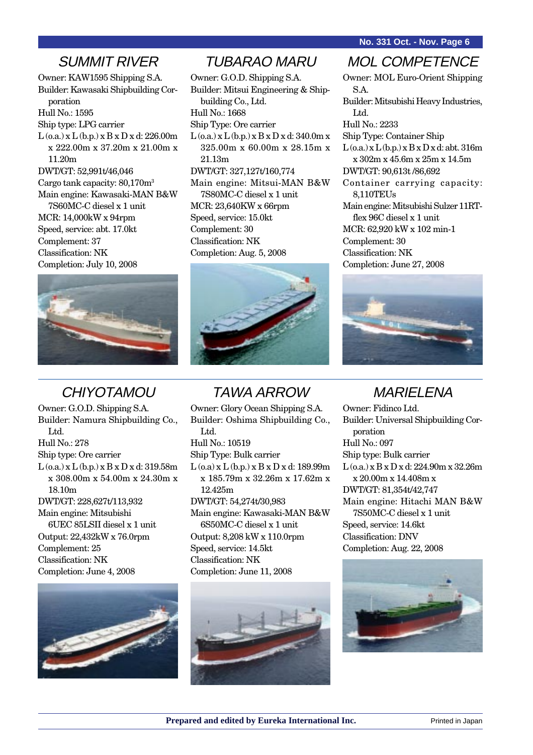## SUMMIT RIVER

Owner: KAW1595 Shipping S.A.
Builder: Kawasaki Shipbuilding Corporation
Hull No.: 1595
Ship type: LPG carrier
L (o.a.) x L (b.p.) x B x D x d: 226.00m x 222.00m x 37.20m x 21.00m x 11.20m
DWT/GT: 52,991t/46,046
Cargo tank capacity: 80,170m$^3$
Main engine: Kawasaki-MAN B&W 7S60MC-C diesel x 1 unit
MCR: 14,000kW x 94rpm
Speed, service: abt. 17.0kt
Complement: 37
Classification: NK
Completion: July 10, 2008

## TUBARAO MARU

Owner: G.O.D. Shipping S.A.
Builder: Mitsui Engineering & Shipbuilding Co., Ltd.
Hull No.: 1668
Ship Type: Ore carrier
L (o.a.) x L (b.p.) x B x D x d: 340.0m x 325.00m x 60.00m x 28.15m x 21.13m
DWT/GT: 327,127t/160,774
Main engine: Mitsui-MAN B&W 7S80MC-C diesel x 1 unit
MCR: 23,640KW x 66rpm
Speed, service: 15.0kt
Complement: 30
Classification: NK
Completion: Aug. 5, 2008

## MOL COMPETENCE

Owner: MOL Euro-Orient Shipping S.A.
Builder: Mitsubishi Heavy Industries, Ltd.
Hull No.: 2233
Ship Type: Container Ship
L (o.a.) x L (b.p.) x B x D x d: abt. 316m x 302m x 45.6m x 25m x 14.5m
DWT/GT: 90,613t /86,692
Container carrying capacity: 8,110TEUs
Main engine: Mitsubishi Sulzer 11RT-flex 96C diesel x 1 unit
MCR: 62,920 kW x 102 min-1
Complement: 30
Classification: NK
Completion: June 27, 2008

## CHIYOTAMOU

Owner: G.O.D. Shipping S.A.
Builder: Namura Shipbuilding Co., Ltd.
Hull No.: 278
Ship type: Ore carrier
L (o.a.) x L (b.p.) x B x D x d: 319.58m x 308.00m x 54.00m x 24.30m x 18.10m
DWT/GT: 228,627t/113,932
Main engine: Mitsubishi 6UEC 85LSII diesel x 1 unit
Output: 22,432kW x 76.0rpm
Complement: 25
Classification: NK
Completion: June 4, 2008

## TAWA ARROW

Owner: Glory Ocean Shipping S.A.
Builder: Oshima Shipbuilding Co., Ltd.
Hull No.: 10519
Ship Type: Bulk carrier
L (o.a) x L (b.p.) x B x D x d: 189.99m x 185.79m x 32.26m x 17.62m x 12.425m
DWT/GT: 54,274t/30,983
Main engine: Kawasaki-MAN B&W 6S50MC-C diesel x 1 unit
Output: 8,208 kW x 110.0rpm
Speed, service: 14.5kt
Classification: NK
Completion: June 11, 2008

## MARIELENA

Owner: Fidinco Ltd.
Builder: Universal Shipbuilding Corporation
Hull No.: 097
Ship type: Bulk carrier
L (o.a.) x B x D x d: 224.90m x 32.26m x 20.00m x 14.408m x
DWT/GT: 81,354t/42,747
Main engine: Hitachi MAN B&W 7S50MC-C diesel x 1 unit
Speed, service: 14.6kt
Classification: DNV
Completion: Aug. 22, 2008

**Prepared and edited by Eureka International Inc.** Printed in Japan